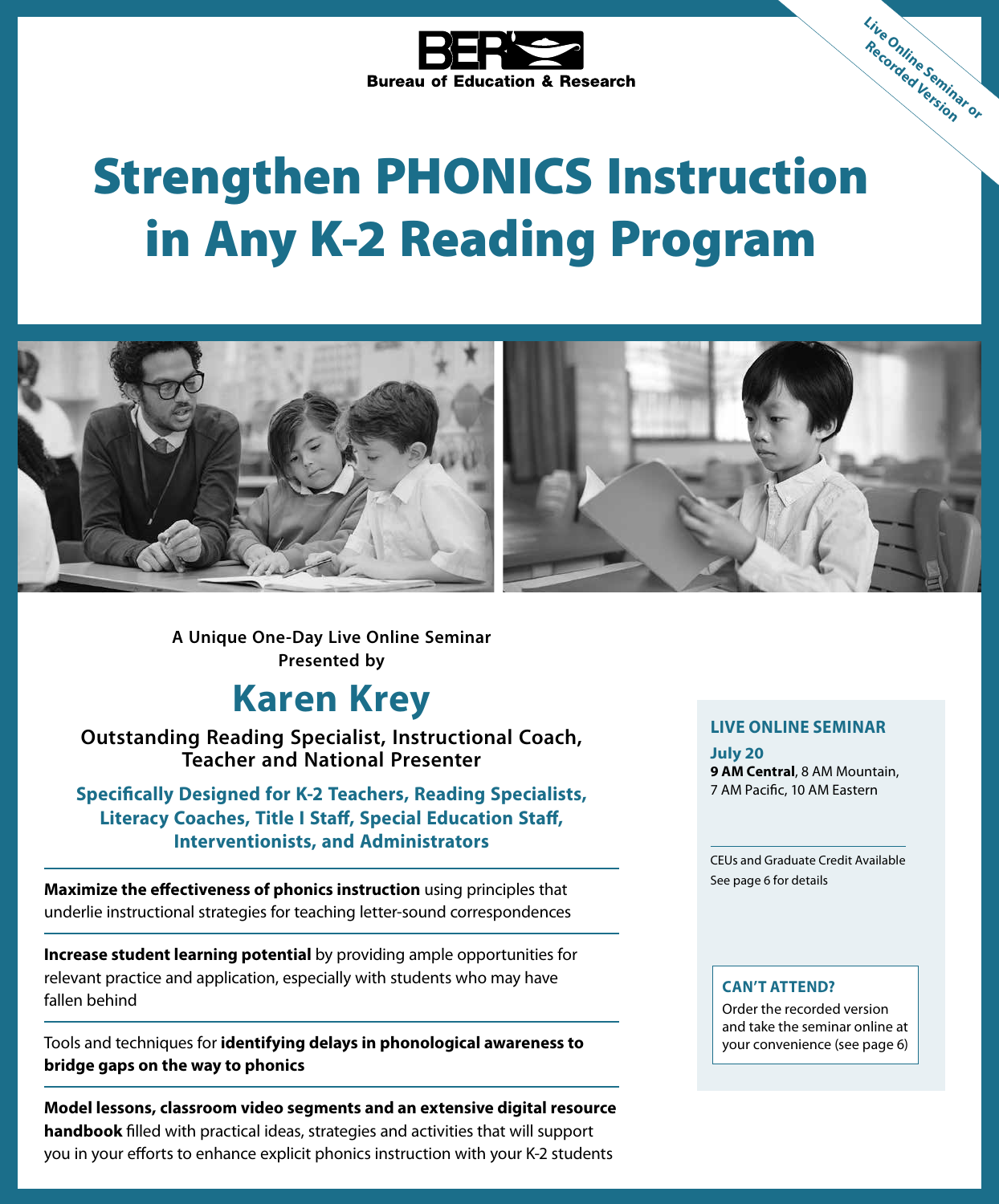**BER** Bureau of Education & Research

Live Online Seminar or Recorded Version

# Strengthen PHONICS Instruction in Any K-2 Reading Program

A Unique One-Day Live Online Seminar
Presented by

## Karen Krey

**Outstanding Reading Specialist, Instructional Coach, Teacher and National Presenter**

**Specifically Designed for K-2 Teachers, Reading Specialists, Literacy Coaches, Title I Staff, Special Education Staff, Interventionists, and Administrators**

**Maximize the effectiveness of phonics instruction** using principles that underlie instructional strategies for teaching letter-sound correspondences

**Increase student learning potential** by providing ample opportunities for relevant practice and application, especially with students who may have fallen behind

Tools and techniques for **identifying delays in phonological awareness to bridge gaps on the way to phonics**

**Model lessons, classroom video segments and an extensive digital resource handbook** filled with practical ideas, strategies and activities that will support you in your efforts to enhance explicit phonics instruction with your K-2 students

### LIVE ONLINE SEMINAR

**July 20**
**9 AM Central**, 8 AM Mountain, 7 AM Pacific, 10 AM Eastern

CEUs and Graduate Credit Available
See page 6 for details

### CAN'T ATTEND?

Order the recorded version and take the seminar online at your convenience (see page 6)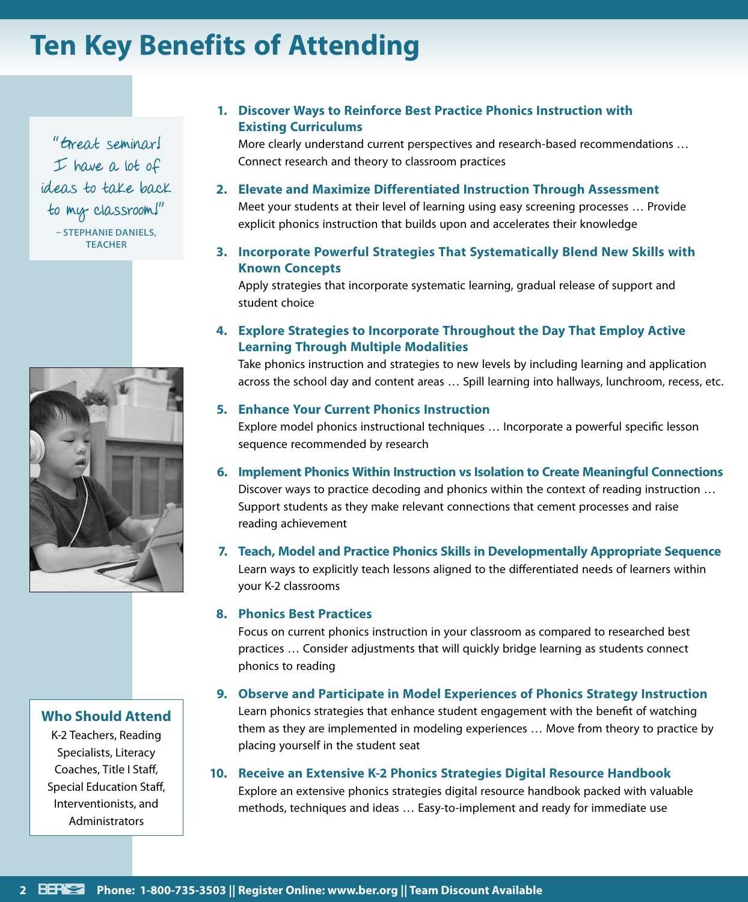# Ten Key Benefits of Attending

"Great seminar! I have a lot of ideas to take back to my classroom!"

– STEPHANIE DANIELS, TEACHER

1. **Discover Ways to Reinforce Best Practice Phonics Instruction with Existing Curriculums**
   More clearly understand current perspectives and research-based recommendations … Connect research and theory to classroom practices

2. **Elevate and Maximize Differentiated Instruction Through Assessment**
   Meet your students at their level of learning using easy screening processes … Provide explicit phonics instruction that builds upon and accelerates their knowledge

3. **Incorporate Powerful Strategies That Systematically Blend New Skills with Known Concepts**
   Apply strategies that incorporate systematic learning, gradual release of support and student choice

4. **Explore Strategies to Incorporate Throughout the Day That Employ Active Learning Through Multiple Modalities**
   Take phonics instruction and strategies to new levels by including learning and application across the school day and content areas … Spill learning into hallways, lunchroom, recess, etc.

5. **Enhance Your Current Phonics Instruction**
   Explore model phonics instructional techniques … Incorporate a powerful specific lesson sequence recommended by research

6. **Implement Phonics Within Instruction vs Isolation to Create Meaningful Connections**
   Discover ways to practice decoding and phonics within the context of reading instruction … Support students as they make relevant connections that cement processes and raise reading achievement

7. **Teach, Model and Practice Phonics Skills in Developmentally Appropriate Sequence**
   Learn ways to explicitly teach lessons aligned to the differentiated needs of learners within your K-2 classrooms

8. **Phonics Best Practices**
   Focus on current phonics instruction in your classroom as compared to researched best practices … Consider adjustments that will quickly bridge learning as students connect phonics to reading

9. **Observe and Participate in Model Experiences of Phonics Strategy Instruction**
   Learn phonics strategies that enhance student engagement with the benefit of watching them as they are implemented in modeling experiences … Move from theory to practice by placing yourself in the student seat

10. **Receive an Extensive K-2 Phonics Strategies Digital Resource Handbook**
    Explore an extensive phonics strategies digital resource handbook packed with valuable methods, techniques and ideas … Easy-to-implement and ready for immediate use

## Who Should Attend

K-2 Teachers, Reading Specialists, Literacy Coaches, Title I Staff, Special Education Staff, Interventionists, and Administrators

Phone: 1-800-735-3503 || Register Online: www.ber.org || Team Discount Available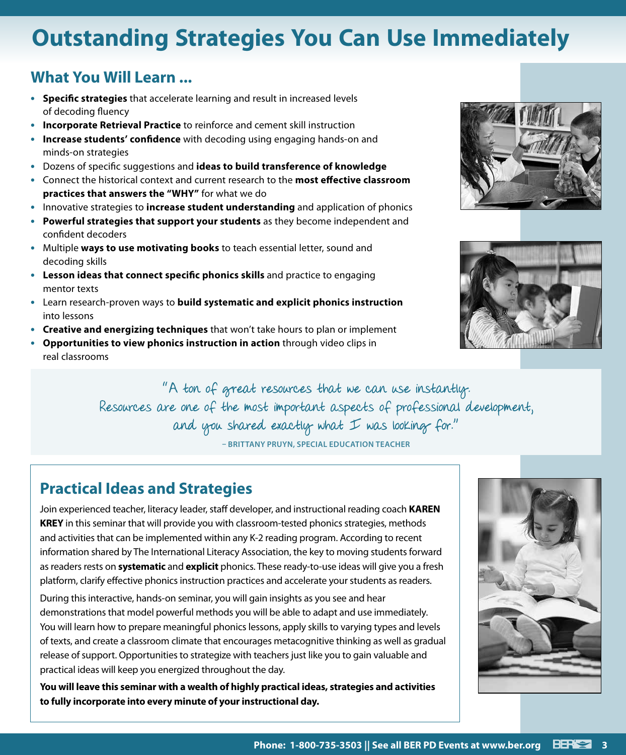# Outstanding Strategies You Can Use Immediately

## What You Will Learn ...

- **Specific strategies** that accelerate learning and result in increased levels of decoding fluency
- **Incorporate Retrieval Practice** to reinforce and cement skill instruction
- **Increase students' confidence** with decoding using engaging hands-on and minds-on strategies
- Dozens of specific suggestions and **ideas to build transference of knowledge**
- Connect the historical context and current research to the **most effective classroom practices that answers the "WHY"** for what we do
- Innovative strategies to **increase student understanding** and application of phonics
- **Powerful strategies that support your students** as they become independent and confident decoders
- Multiple **ways to use motivating books** to teach essential letter, sound and decoding skills
- **Lesson ideas that connect specific phonics skills** and practice to engaging mentor texts
- Learn research-proven ways to **build systematic and explicit phonics instruction** into lessons
- **Creative and energizing techniques** that won't take hours to plan or implement
- **Opportunities to view phonics instruction in action** through video clips in real classrooms

"A ton of great resources that we can use instantly. Resources are one of the most important aspects of professional development, and you shared exactly what I was looking for."

– BRITTANY PRUYN, SPECIAL EDUCATION TEACHER

## Practical Ideas and Strategies

Join experienced teacher, literacy leader, staff developer, and instructional reading coach **KAREN KREY** in this seminar that will provide you with classroom-tested phonics strategies, methods and activities that can be implemented within any K-2 reading program. According to recent information shared by The International Literacy Association, the key to moving students forward as readers rests on **systematic** and **explicit** phonics. These ready-to-use ideas will give you a fresh platform, clarify effective phonics instruction practices and accelerate your students as readers.

During this interactive, hands-on seminar, you will gain insights as you see and hear demonstrations that model powerful methods you will be able to adapt and use immediately. You will learn how to prepare meaningful phonics lessons, apply skills to varying types and levels of texts, and create a classroom climate that encourages metacognitive thinking as well as gradual release of support. Opportunities to strategize with teachers just like you to gain valuable and practical ideas will keep you energized throughout the day.

**You will leave this seminar with a wealth of highly practical ideas, strategies and activities to fully incorporate into every minute of your instructional day.**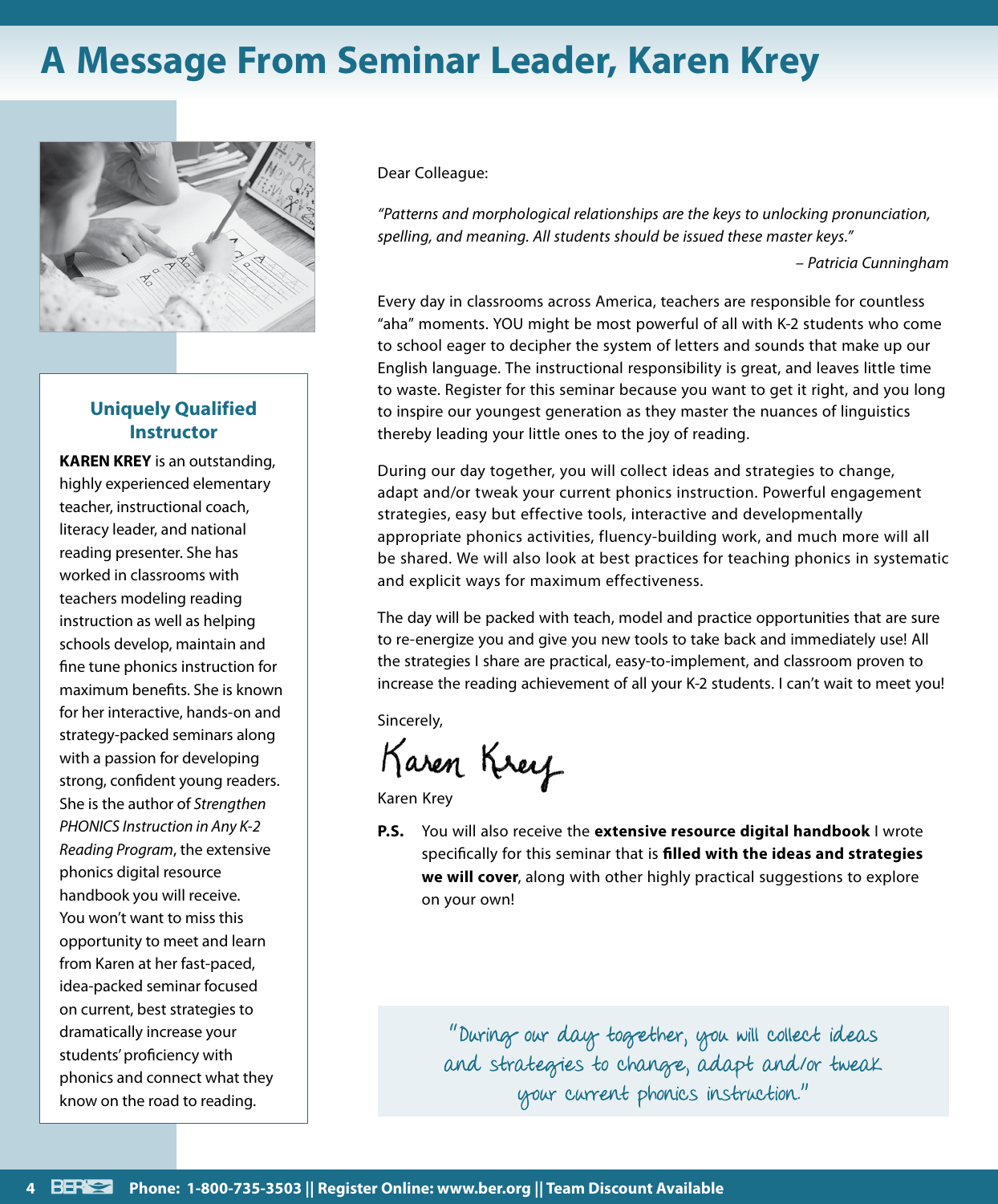# A Message From Seminar Leader, Karen Krey

### Uniquely Qualified Instructor

**KAREN KREY** is an outstanding, highly experienced elementary teacher, instructional coach, literacy leader, and national reading presenter. She has worked in classrooms with teachers modeling reading instruction as well as helping schools develop, maintain and fine tune phonics instruction for maximum benefits. She is known for her interactive, hands-on and strategy-packed seminars along with a passion for developing strong, confident young readers. She is the author of *Strengthen PHONICS Instruction in Any K-2 Reading Program*, the extensive phonics digital resource handbook you will receive. You won't want to miss this opportunity to meet and learn from Karen at her fast-paced, idea-packed seminar focused on current, best strategies to dramatically increase your students' proficiency with phonics and connect what they know on the road to reading.

Dear Colleague:

*"Patterns and morphological relationships are the keys to unlocking pronunciation, spelling, and meaning. All students should be issued these master keys."*

*– Patricia Cunningham*

Every day in classrooms across America, teachers are responsible for countless "aha" moments. YOU might be most powerful of all with K-2 students who come to school eager to decipher the system of letters and sounds that make up our English language. The instructional responsibility is great, and leaves little time to waste. Register for this seminar because you want to get it right, and you long to inspire our youngest generation as they master the nuances of linguistics thereby leading your little ones to the joy of reading.

During our day together, you will collect ideas and strategies to change, adapt and/or tweak your current phonics instruction. Powerful engagement strategies, easy but effective tools, interactive and developmentally appropriate phonics activities, fluency-building work, and much more will all be shared. We will also look at best practices for teaching phonics in systematic and explicit ways for maximum effectiveness.

The day will be packed with teach, model and practice opportunities that are sure to re-energize you and give you new tools to take back and immediately use! All the strategies I share are practical, easy-to-implement, and classroom proven to increase the reading achievement of all your K-2 students. I can't wait to meet you!

Sincerely,

Karen Krey

Karen Krey

**P.S.** You will also receive the **extensive resource digital handbook** I wrote specifically for this seminar that is **filled with the ideas and strategies we will cover**, along with other highly practical suggestions to explore on your own!

"During our day together, you will collect ideas and strategies to change, adapt and/or tweak your current phonics instruction."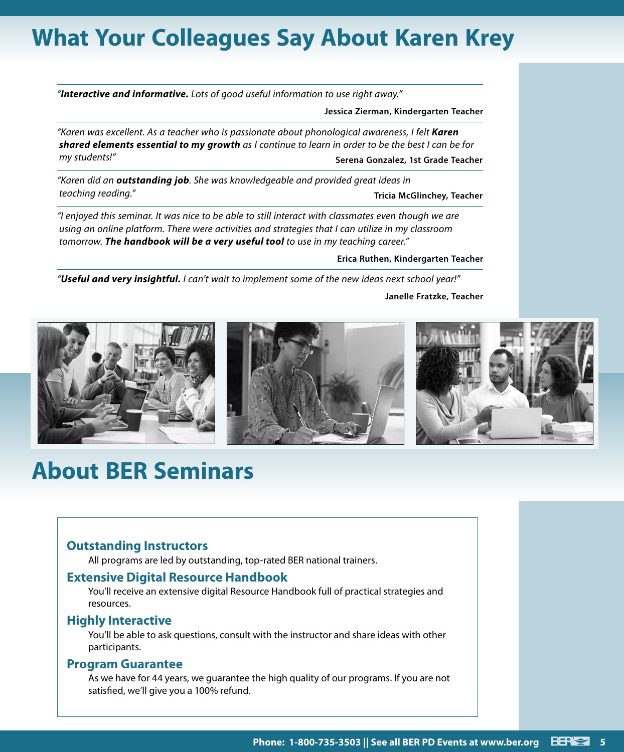# What Your Colleagues Say About Karen Krey

*"**Interactive and informative.** Lots of good useful information to use right away."*

**Jessica Zierman, Kindergarten Teacher**

*"Karen was excellent. As a teacher who is passionate about phonological awareness, I felt **Karen shared elements essential to my growth** as I continue to learn in order to be the best I can be for my students!"*

**Serena Gonzalez, 1st Grade Teacher**

*"Karen did an **outstanding job**. She was knowledgeable and provided great ideas in teaching reading."*

**Tricia McGlinchey, Teacher**

*"I enjoyed this seminar. It was nice to be able to still interact with classmates even though we are using an online platform. There were activities and strategies that I can utilize in my classroom tomorrow. **The handbook will be a very useful tool** to use in my teaching career."*

**Erica Ruthen, Kindergarten Teacher**

*"**Useful and very insightful.** I can't wait to implement some of the new ideas next school year!"*

**Janelle Fratzke, Teacher**

# About BER Seminars

### Outstanding Instructors

All programs are led by outstanding, top-rated BER national trainers.

### Extensive Digital Resource Handbook

You'll receive an extensive digital Resource Handbook full of practical strategies and resources.

### Highly Interactive

You'll be able to ask questions, consult with the instructor and share ideas with other participants.

### Program Guarantee

As we have for 44 years, we guarantee the high quality of our programs. If you are not satisfied, we'll give you a 100% refund.

**Phone: 1-800-735-3503 || See all BER PD Events at www.ber.org**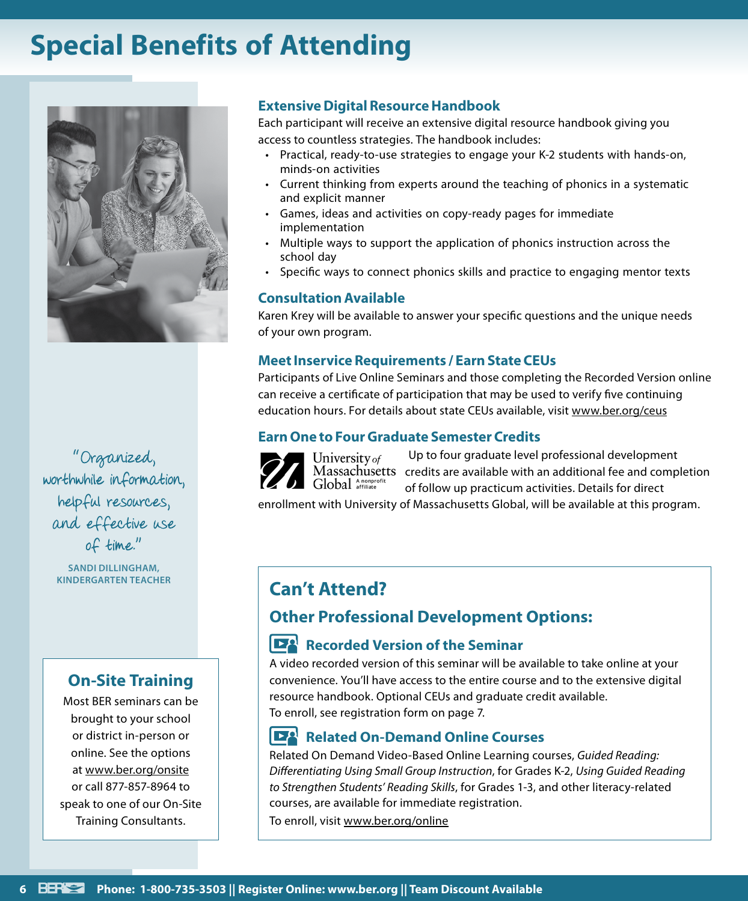# Special Benefits of Attending

## Extensive Digital Resource Handbook

Each participant will receive an extensive digital resource handbook giving you access to countless strategies. The handbook includes:

- Practical, ready-to-use strategies to engage your K-2 students with hands-on, minds-on activities
- Current thinking from experts around the teaching of phonics in a systematic and explicit manner
- Games, ideas and activities on copy-ready pages for immediate implementation
- Multiple ways to support the application of phonics instruction across the school day
- Specific ways to connect phonics skills and practice to engaging mentor texts

## Consultation Available

Karen Krey will be available to answer your specific questions and the unique needs of your own program.

## Meet Inservice Requirements / Earn State CEUs

Participants of Live Online Seminars and those completing the Recorded Version online can receive a certificate of participation that may be used to verify five continuing education hours. For details about state CEUs available, visit www.ber.org/ceus

## Earn One to Four Graduate Semester Credits

University of Massachusetts Global A nonprofit affiliate

Up to four graduate level professional development credits are available with an additional fee and completion of follow up practicum activities. Details for direct enrollment with University of Massachusetts Global, will be available at this program.

"Organized, worthwhile information, helpful resources, and effective use of time."

SANDI DILLINGHAM, KINDERGARTEN TEACHER

## On-Site Training

Most BER seminars can be brought to your school or district in-person or online. See the options at www.ber.org/onsite or call 877-857-8964 to speak to one of our On-Site Training Consultants.

## Can't Attend?

### Other Professional Development Options:

#### Recorded Version of the Seminar

A video recorded version of this seminar will be available to take online at your convenience. You'll have access to the entire course and to the extensive digital resource handbook. Optional CEUs and graduate credit available.
To enroll, see registration form on page 7.

#### Related On-Demand Online Courses

Related On Demand Video-Based Online Learning courses, *Guided Reading: Differentiating Using Small Group Instruction*, for Grades K-2, *Using Guided Reading to Strengthen Students' Reading Skills*, for Grades 1-3, and other literacy-related courses, are available for immediate registration.

To enroll, visit www.ber.org/online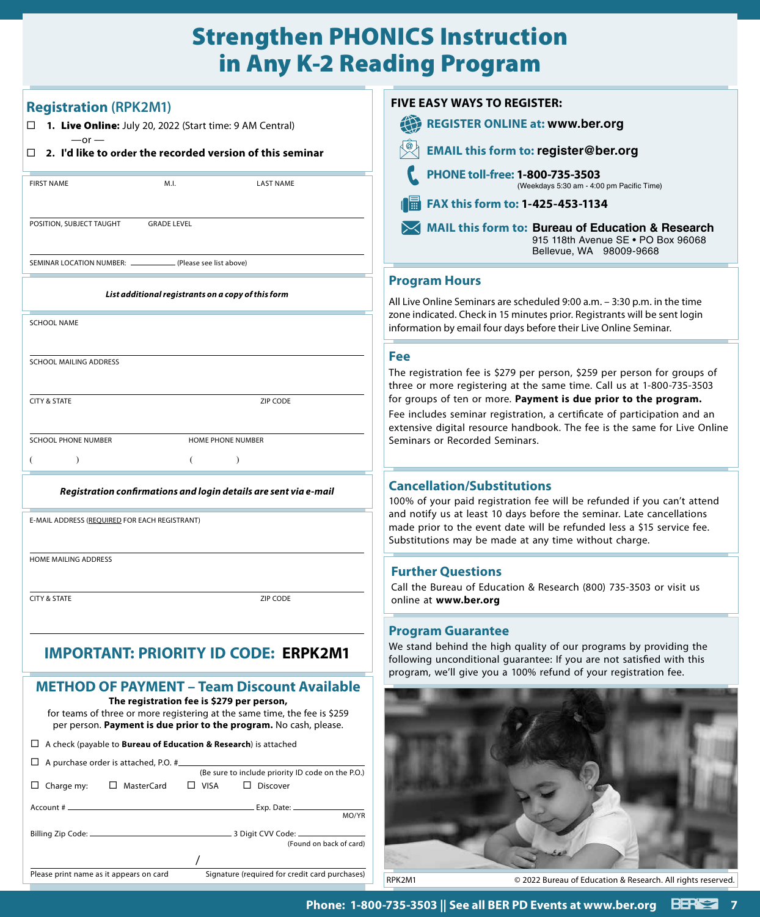# Strengthen PHONICS Instruction in Any K-2 Reading Program

## Registration (RPK2M1)

☐ **1. Live Online:** July 20, 2022 (Start time: 9 AM Central)

—or —

☐ **2. I'd like to order the recorded version of this seminar**

FIRST NAME | M.I. | LAST NAME

POSITION, SUBJECT TAUGHT | GRADE LEVEL

SEMINAR LOCATION NUMBER: ________ (Please see list above)

***List additional registrants on a copy of this form***

SCHOOL NAME

SCHOOL MAILING ADDRESS

CITY & STATE | ZIP CODE

SCHOOL PHONE NUMBER ( ) | HOME PHONE NUMBER ( )

***Registration confirmations and login details are sent via e-mail***

E-MAIL ADDRESS (REQUIRED FOR EACH REGISTRANT)

HOME MAILING ADDRESS

CITY & STATE | ZIP CODE

## IMPORTANT: PRIORITY ID CODE: ERPK2M1

## METHOD OF PAYMENT – Team Discount Available

**The registration fee is $279 per person,** for teams of three or more registering at the same time, the fee is $259 per person. **Payment is due prior to the program.** No cash, please.

☐ A check (payable to **Bureau of Education & Research**) is attached

☐ A purchase order is attached, P.O. # ________ (Be sure to include priority ID code on the P.O.)

☐ Charge my: ☐ MasterCard ☐ VISA ☐ Discover

Account # ________ Exp. Date: ________ MO/YR

Billing Zip Code: ________ 3 Digit CVV Code: ________ (Found on back of card)

Please print name as it appears on card / Signature (required for credit card purchases)

## FIVE EASY WAYS TO REGISTER:

- **REGISTER ONLINE at: www.ber.org**
- **EMAIL this form to: register@ber.org**
- **PHONE toll-free: 1-800-735-3503** (Weekdays 5:30 am - 4:00 pm Pacific Time)
- **FAX this form to: 1-425-453-1134**
- **MAIL this form to: Bureau of Education & Research**
  915 118th Avenue SE • PO Box 96068
  Bellevue, WA 98009-9668

## Program Hours

All Live Online Seminars are scheduled 9:00 a.m. – 3:30 p.m. in the time zone indicated. Check in 15 minutes prior. Registrants will be sent login information by email four days before their Live Online Seminar.

## Fee

The registration fee is $279 per person, $259 per person for groups of three or more registering at the same time. Call us at 1-800-735-3503 for groups of ten or more. **Payment is due prior to the program.**

Fee includes seminar registration, a certificate of participation and an extensive digital resource handbook. The fee is the same for Live Online Seminars or Recorded Seminars.

## Cancellation/Substitutions

100% of your paid registration fee will be refunded if you can't attend and notify us at least 10 days before the seminar. Late cancellations made prior to the event date will be refunded less a $15 service fee. Substitutions may be made at any time without charge.

## Further Questions

Call the Bureau of Education & Research (800) 735-3503 or visit us online at **www.ber.org**

## Program Guarantee

We stand behind the high quality of our programs by providing the following unconditional guarantee: If you are not satisfied with this program, we'll give you a 100% refund of your registration fee.

RPK2M1 © 2022 Bureau of Education & Research. All rights reserved.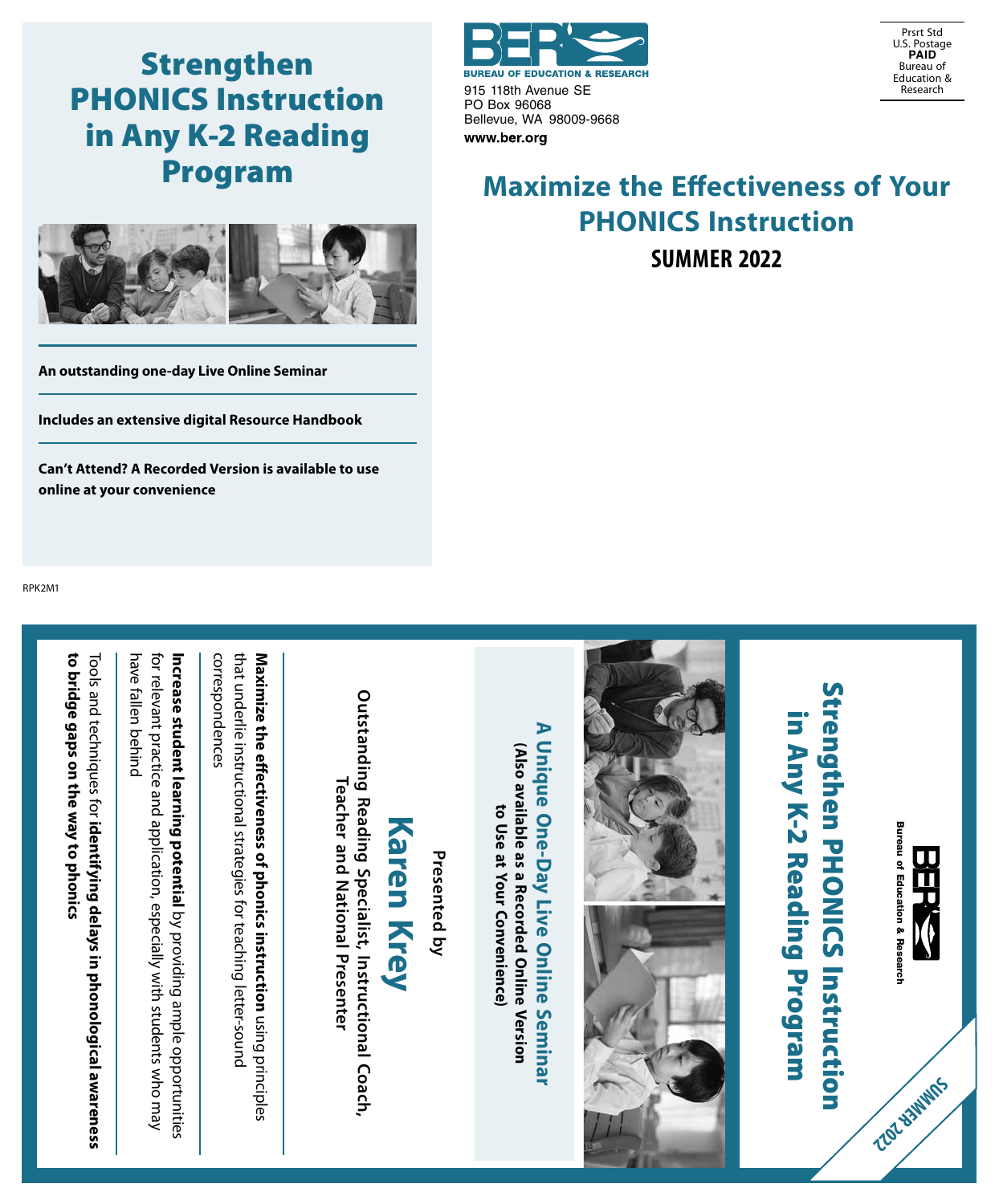# Strengthen PHONICS Instruction in Any K-2 Reading Program

**An outstanding one-day Live Online Seminar**

**Includes an extensive digital Resource Handbook**

**Can't Attend? A Recorded Version is available to use online at your convenience**

RPK2M1

BER BUREAU OF EDUCATION & RESEARCH
915 118th Avenue SE
PO Box 96068
Bellevue, WA 98009-9668
**www.ber.org**

Prsrt Std
U.S. Postage
**PAID**
Bureau of Education & Research

## Maximize the Effectiveness of Your PHONICS Instruction

**SUMMER 2022**

---

# Strengthen PHONICS Instruction in Any K-2 Reading Program

Bureau of Education & Research

SUMMER 2022

**A Unique One-Day Live Online Seminar**
**(Also available as a Recorded Online Version to Use at Your Convenience)**

Presented by

## Karen Krey

**Outstanding Reading Specialist, Instructional Coach, Teacher and National Presenter**

**Maximize the effectiveness of phonics instruction** using principles that underlie instructional strategies for teaching letter-sound correspondences

**Increase student learning potential** by providing ample opportunities for relevant practice and application, especially with students who may have fallen behind

Tools and techniques for **identifying delays in phonological awareness to bridge gaps on the way to phonics**